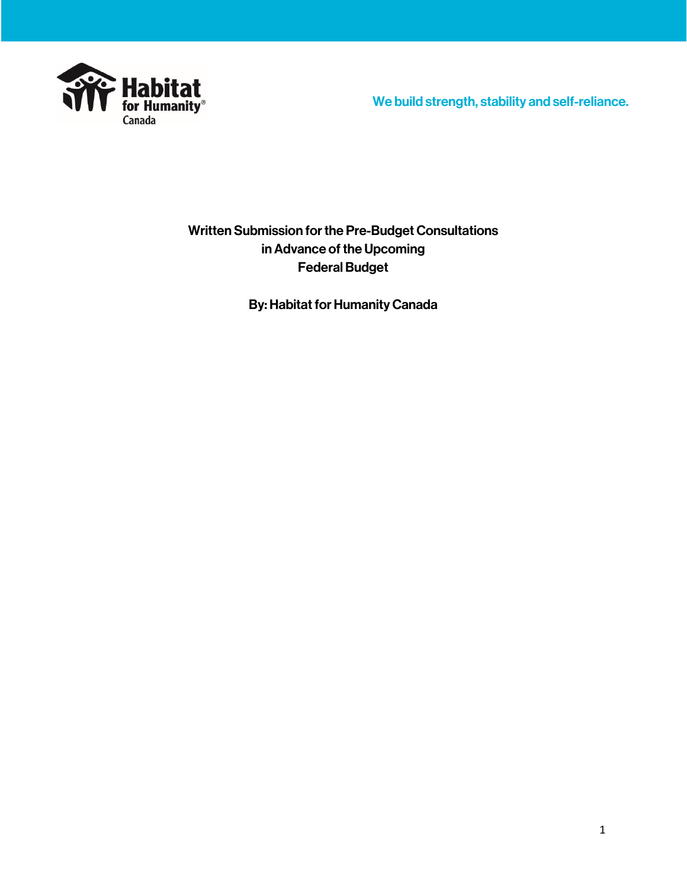Habitat for Humanity Canada

We build strength, stability and self-reliance.

**Written Submission for the Pre-Budget Consultations in Advance of the Upcoming Federal Budget**

**By: Habitat for Humanity Canada**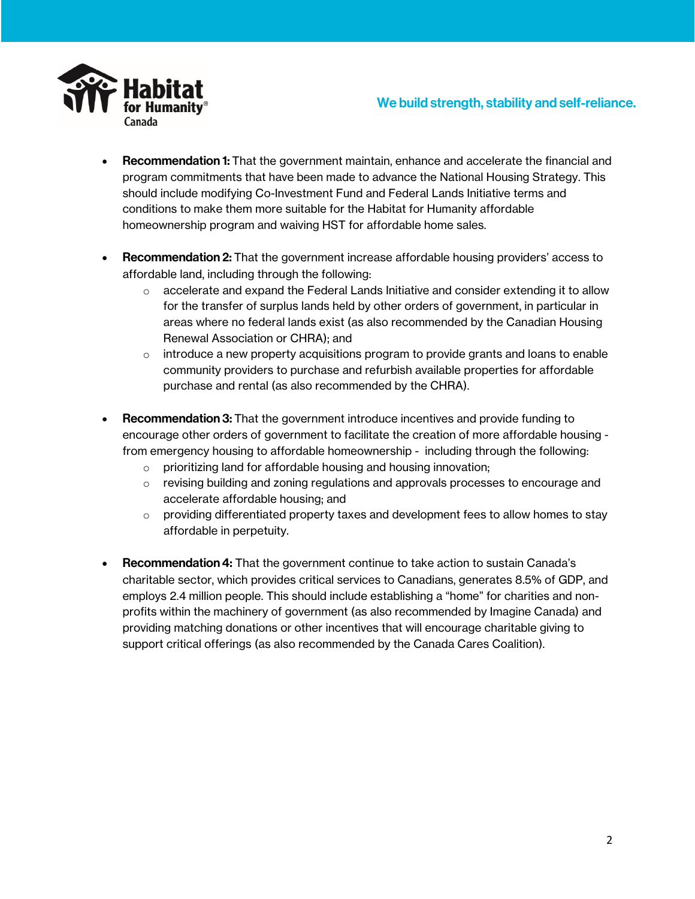- **Recommendation 1:** That the government maintain, enhance and accelerate the financial and program commitments that have been made to advance the National Housing Strategy. This should include modifying Co-Investment Fund and Federal Lands Initiative terms and conditions to make them more suitable for the Habitat for Humanity affordable homeownership program and waiving HST for affordable home sales.

- **Recommendation 2:** That the government increase affordable housing providers' access to affordable land, including through the following:
  - accelerate and expand the Federal Lands Initiative and consider extending it to allow for the transfer of surplus lands held by other orders of government, in particular in areas where no federal lands exist (as also recommended by the Canadian Housing Renewal Association or CHRA); and
  - introduce a new property acquisitions program to provide grants and loans to enable community providers to purchase and refurbish available properties for affordable purchase and rental (as also recommended by the CHRA).

- **Recommendation 3:** That the government introduce incentives and provide funding to encourage other orders of government to facilitate the creation of more affordable housing - from emergency housing to affordable homeownership - including through the following:
  - prioritizing land for affordable housing and housing innovation;
  - revising building and zoning regulations and approvals processes to encourage and accelerate affordable housing; and
  - providing differentiated property taxes and development fees to allow homes to stay affordable in perpetuity.

- **Recommendation 4:** That the government continue to take action to sustain Canada's charitable sector, which provides critical services to Canadians, generates 8.5% of GDP, and employs 2.4 million people. This should include establishing a "home" for charities and non-profits within the machinery of government (as also recommended by Imagine Canada) and providing matching donations or other incentives that will encourage charitable giving to support critical offerings (as also recommended by the Canada Cares Coalition).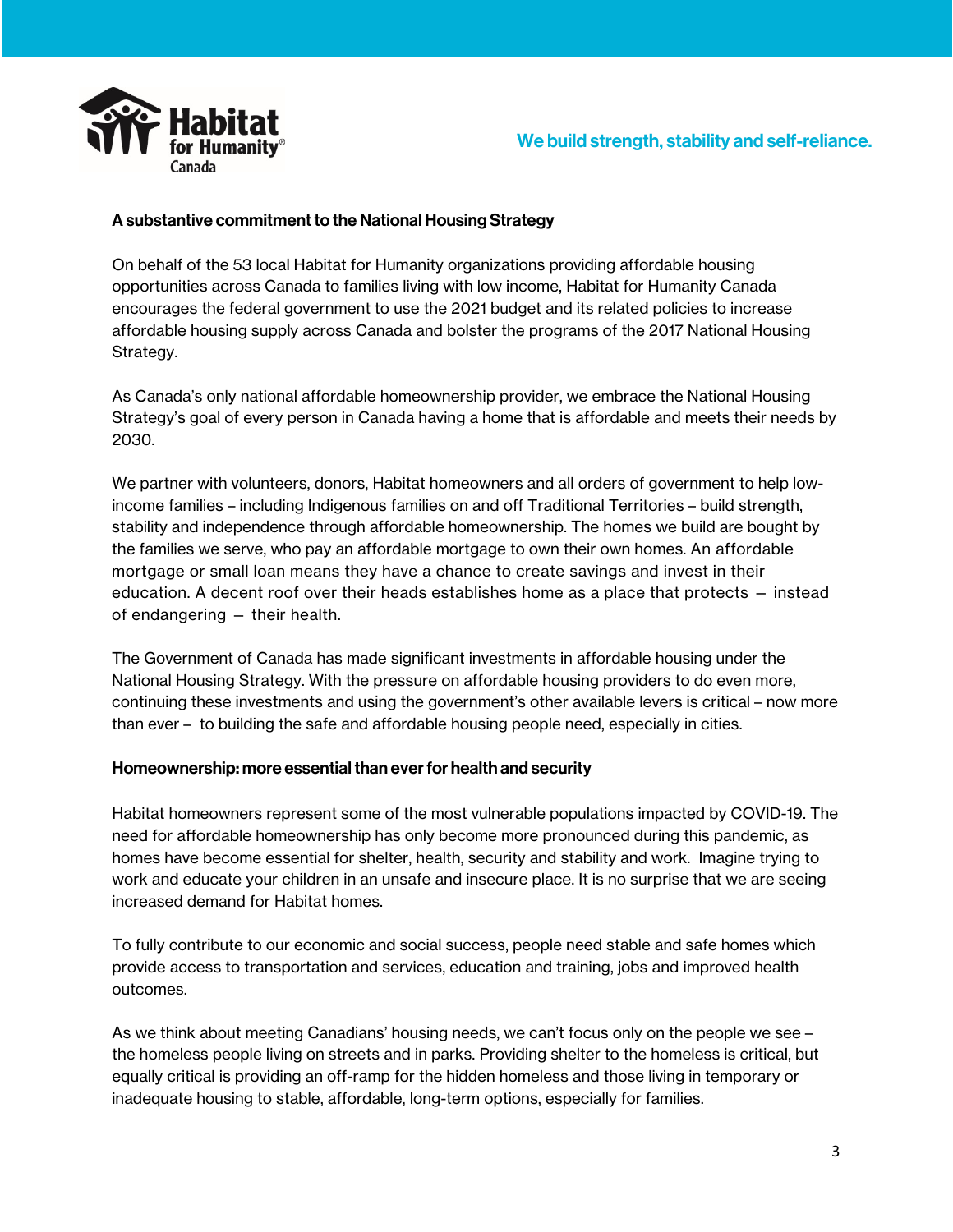## A substantive commitment to the National Housing Strategy

On behalf of the 53 local Habitat for Humanity organizations providing affordable housing opportunities across Canada to families living with low income, Habitat for Humanity Canada encourages the federal government to use the 2021 budget and its related policies to increase affordable housing supply across Canada and bolster the programs of the 2017 National Housing Strategy.

As Canada's only national affordable homeownership provider, we embrace the National Housing Strategy's goal of every person in Canada having a home that is affordable and meets their needs by 2030.

We partner with volunteers, donors, Habitat homeowners and all orders of government to help low-income families – including Indigenous families on and off Traditional Territories – build strength, stability and independence through affordable homeownership. The homes we build are bought by the families we serve, who pay an affordable mortgage to own their own homes. An affordable mortgage or small loan means they have a chance to create savings and invest in their education. A decent roof over their heads establishes home as a place that protects – instead of endangering – their health.

The Government of Canada has made significant investments in affordable housing under the National Housing Strategy. With the pressure on affordable housing providers to do even more, continuing these investments and using the government's other available levers is critical – now more than ever – to building the safe and affordable housing people need, especially in cities.

## Homeownership: more essential than ever for health and security

Habitat homeowners represent some of the most vulnerable populations impacted by COVID-19. The need for affordable homeownership has only become more pronounced during this pandemic, as homes have become essential for shelter, health, security and stability and work. Imagine trying to work and educate your children in an unsafe and insecure place. It is no surprise that we are seeing increased demand for Habitat homes.

To fully contribute to our economic and social success, people need stable and safe homes which provide access to transportation and services, education and training, jobs and improved health outcomes.

As we think about meeting Canadians' housing needs, we can't focus only on the people we see – the homeless people living on streets and in parks. Providing shelter to the homeless is critical, but equally critical is providing an off-ramp for the hidden homeless and those living in temporary or inadequate housing to stable, affordable, long-term options, especially for families.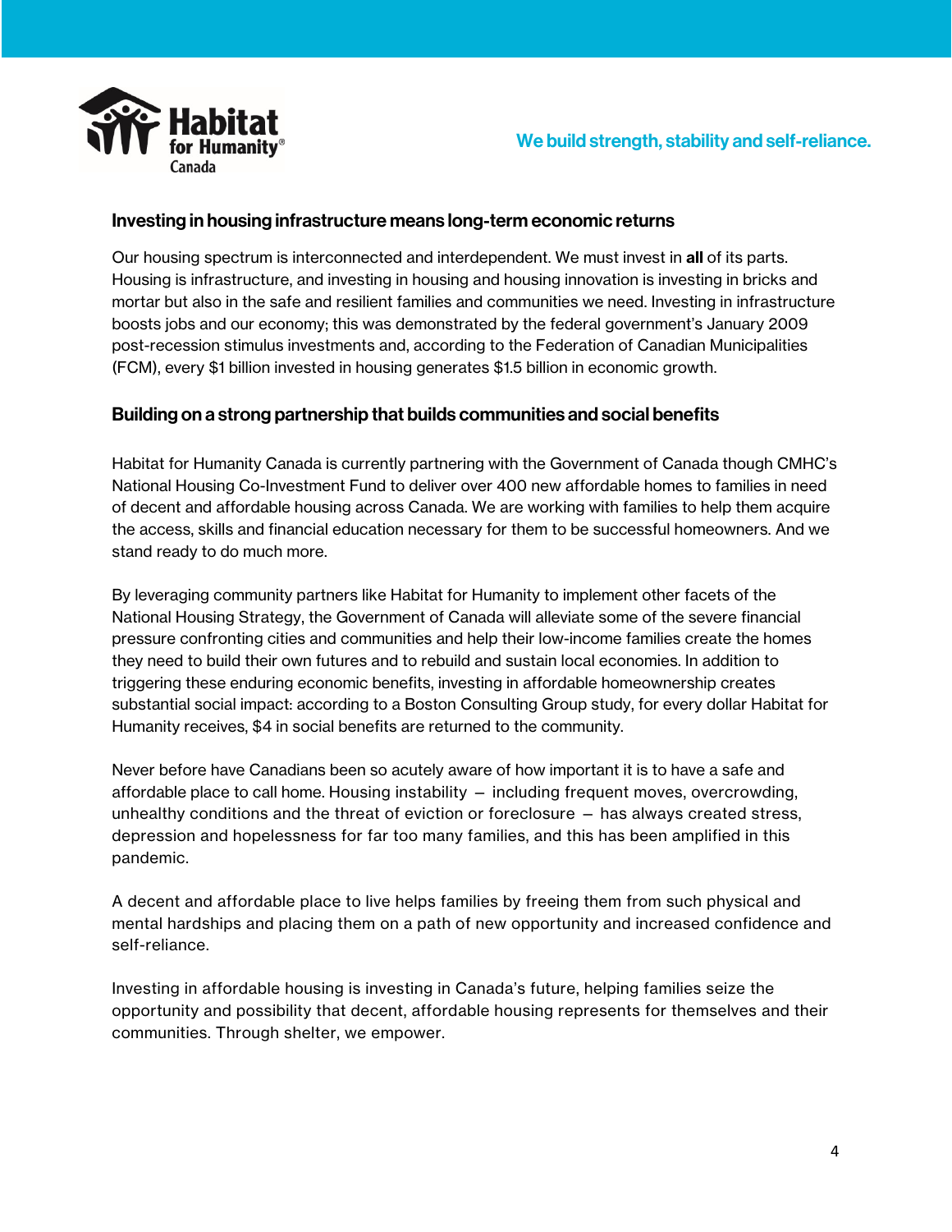## Investing in housing infrastructure means long-term economic returns

Our housing spectrum is interconnected and interdependent. We must invest in **all** of its parts. Housing is infrastructure, and investing in housing and housing innovation is investing in bricks and mortar but also in the safe and resilient families and communities we need. Investing in infrastructure boosts jobs and our economy; this was demonstrated by the federal government's January 2009 post-recession stimulus investments and, according to the Federation of Canadian Municipalities (FCM), every $1 billion invested in housing generates $1.5 billion in economic growth.

## Building on a strong partnership that builds communities and social benefits

Habitat for Humanity Canada is currently partnering with the Government of Canada though CMHC's National Housing Co-Investment Fund to deliver over 400 new affordable homes to families in need of decent and affordable housing across Canada. We are working with families to help them acquire the access, skills and financial education necessary for them to be successful homeowners. And we stand ready to do much more.

By leveraging community partners like Habitat for Humanity to implement other facets of the National Housing Strategy, the Government of Canada will alleviate some of the severe financial pressure confronting cities and communities and help their low-income families create the homes they need to build their own futures and to rebuild and sustain local economies. In addition to triggering these enduring economic benefits, investing in affordable homeownership creates substantial social impact: according to a Boston Consulting Group study, for every dollar Habitat for Humanity receives, $4 in social benefits are returned to the community.

Never before have Canadians been so acutely aware of how important it is to have a safe and affordable place to call home. Housing instability – including frequent moves, overcrowding, unhealthy conditions and the threat of eviction or foreclosure – has always created stress, depression and hopelessness for far too many families, and this has been amplified in this pandemic.

A decent and affordable place to live helps families by freeing them from such physical and mental hardships and placing them on a path of new opportunity and increased confidence and self-reliance.

Investing in affordable housing is investing in Canada's future, helping families seize the opportunity and possibility that decent, affordable housing represents for themselves and their communities. Through shelter, we empower.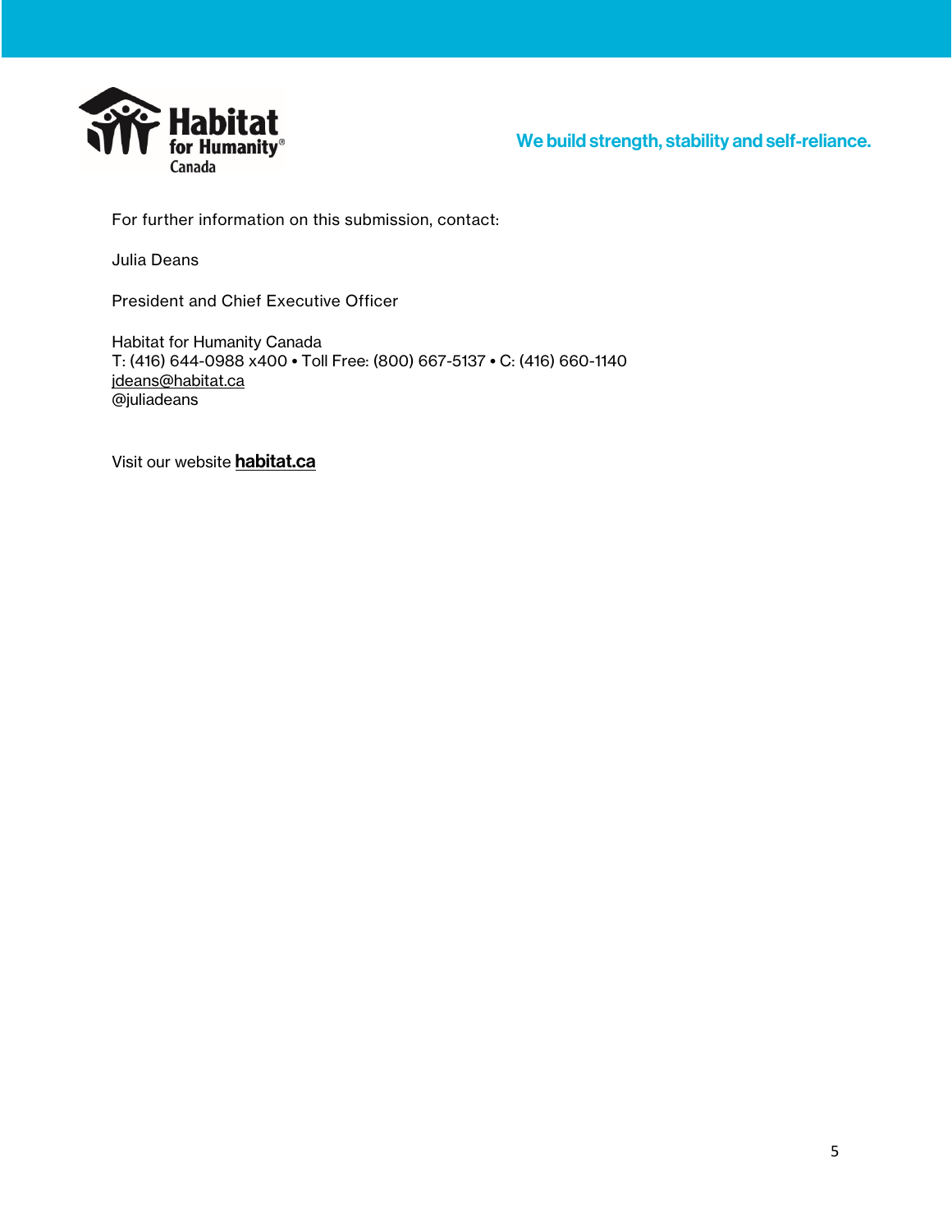We build strength, stability and self-reliance.

For further information on this submission, contact:

Julia Deans

President and Chief Executive Officer

Habitat for Humanity Canada
T: (416) 644-0988 x400 • Toll Free: (800) 667-5137 • C: (416) 660-1140
jdeans@habitat.ca
@juliadeans

Visit our website **habitat.ca**